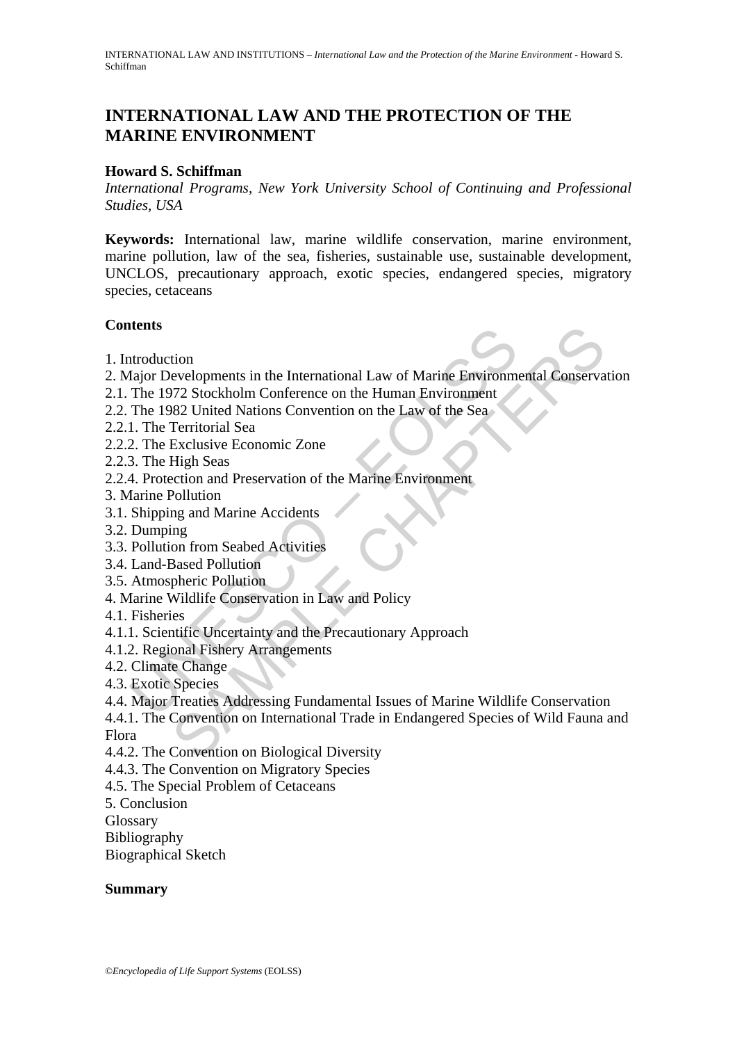# INTERNATIONAL LAW AND THE PROTECTION OF THE MARINE ENVIRONMENT

**Howard S. Schiffman**

*International Programs, New York University School of Continuing and Professional Studies, USA*

**Keywords:** International law, marine wildlife conservation, marine environment, marine pollution, law of the sea, fisheries, sustainable use, sustainable development, UNCLOS, precautionary approach, exotic species, endangered species, migratory species, cetaceans

**Contents**

1. Introduction
2. Major Developments in the International Law of Marine Environmental Conservation
2.1. The 1972 Stockholm Conference on the Human Environment
2.2. The 1982 United Nations Convention on the Law of the Sea
2.2.1. The Territorial Sea
2.2.2. The Exclusive Economic Zone
2.2.3. The High Seas
2.2.4. Protection and Preservation of the Marine Environment
3. Marine Pollution
3.1. Shipping and Marine Accidents
3.2. Dumping
3.3. Pollution from Seabed Activities
3.4. Land-Based Pollution
3.5. Atmospheric Pollution
4. Marine Wildlife Conservation in Law and Policy
4.1. Fisheries
4.1.1. Scientific Uncertainty and the Precautionary Approach
4.1.2. Regional Fishery Arrangements
4.2. Climate Change
4.3. Exotic Species
4.4. Major Treaties Addressing Fundamental Issues of Marine Wildlife Conservation
4.4.1. The Convention on International Trade in Endangered Species of Wild Fauna and Flora
4.4.2. The Convention on Biological Diversity
4.4.3. The Convention on Migratory Species
4.5. The Special Problem of Cetaceans
5. Conclusion

Glossary

Bibliography

Biographical Sketch

**Summary**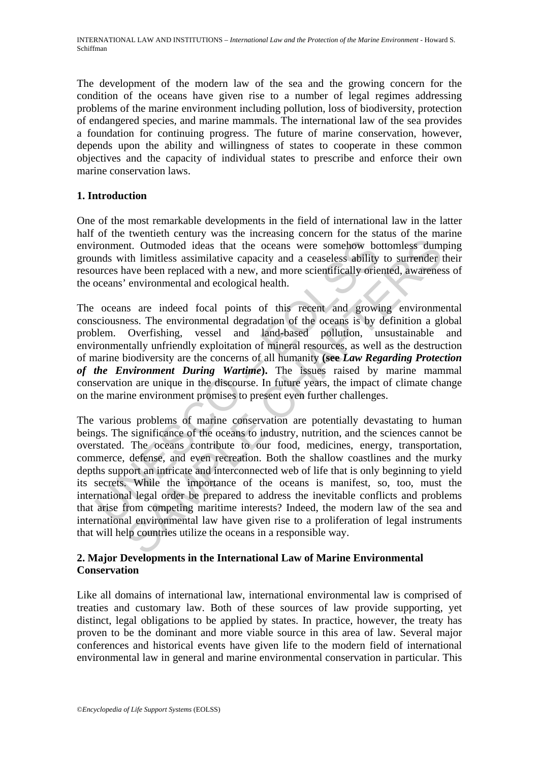The development of the modern law of the sea and the growing concern for the condition of the oceans have given rise to a number of legal regimes addressing problems of the marine environment including pollution, loss of biodiversity, protection of endangered species, and marine mammals. The international law of the sea provides a foundation for continuing progress. The future of marine conservation, however, depends upon the ability and willingness of states to cooperate in these common objectives and the capacity of individual states to prescribe and enforce their own marine conservation laws.

## 1. Introduction

One of the most remarkable developments in the field of international law in the latter half of the twentieth century was the increasing concern for the status of the marine environment. Outmoded ideas that the oceans were somehow bottomless dumping grounds with limitless assimilative capacity and a ceaseless ability to surrender their resources have been replaced with a new, and more scientifically oriented, awareness of the oceans' environmental and ecological health.

The oceans are indeed focal points of this recent and growing environmental consciousness. The environmental degradation of the oceans is by definition a global problem. Overfishing, vessel and land-based pollution, unsustainable and environmentally unfriendly exploitation of mineral resources, as well as the destruction of marine biodiversity are the concerns of all humanity **(see *Law Regarding Protection of the Environment During Wartime*).** The issues raised by marine mammal conservation are unique in the discourse. In future years, the impact of climate change on the marine environment promises to present even further challenges.

The various problems of marine conservation are potentially devastating to human beings. The significance of the oceans to industry, nutrition, and the sciences cannot be overstated. The oceans contribute to our food, medicines, energy, transportation, commerce, defense, and even recreation. Both the shallow coastlines and the murky depths support an intricate and interconnected web of life that is only beginning to yield its secrets. While the importance of the oceans is manifest, so, too, must the international legal order be prepared to address the inevitable conflicts and problems that arise from competing maritime interests? Indeed, the modern law of the sea and international environmental law have given rise to a proliferation of legal instruments that will help countries utilize the oceans in a responsible way.

## 2. Major Developments in the International Law of Marine Environmental Conservation

Like all domains of international law, international environmental law is comprised of treaties and customary law. Both of these sources of law provide supporting, yet distinct, legal obligations to be applied by states. In practice, however, the treaty has proven to be the dominant and more viable source in this area of law. Several major conferences and historical events have given life to the modern field of international environmental law in general and marine environmental conservation in particular. This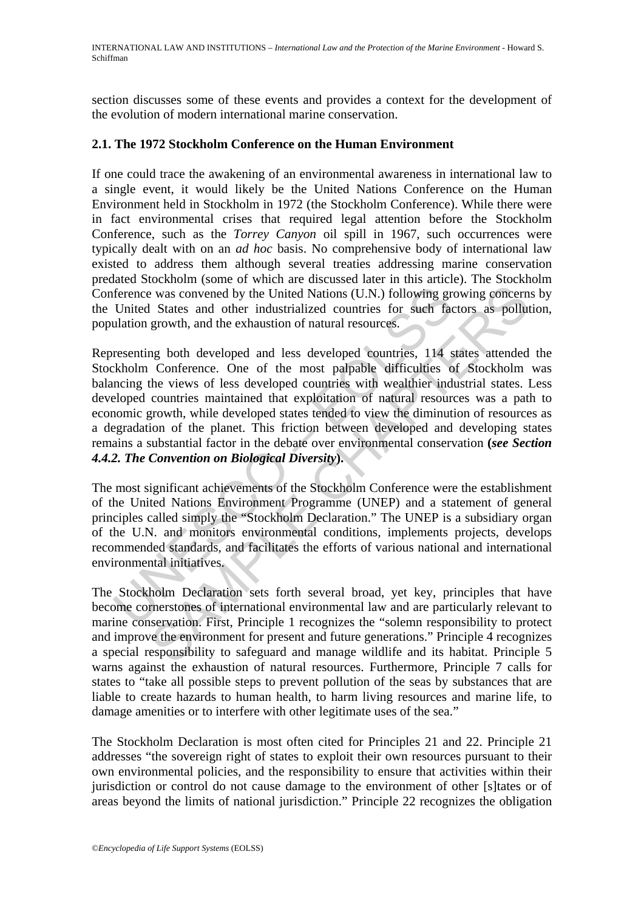section discusses some of these events and provides a context for the development of the evolution of modern international marine conservation.

## 2.1. The 1972 Stockholm Conference on the Human Environment

If one could trace the awakening of an environmental awareness in international law to a single event, it would likely be the United Nations Conference on the Human Environment held in Stockholm in 1972 (the Stockholm Conference). While there were in fact environmental crises that required legal attention before the Stockholm Conference, such as the *Torrey Canyon* oil spill in 1967, such occurrences were typically dealt with on an *ad hoc* basis. No comprehensive body of international law existed to address them although several treaties addressing marine conservation predated Stockholm (some of which are discussed later in this article). The Stockholm Conference was convened by the United Nations (U.N.) following growing concerns by the United States and other industrialized countries for such factors as pollution, population growth, and the exhaustion of natural resources.

Representing both developed and less developed countries, 114 states attended the Stockholm Conference. One of the most palpable difficulties of Stockholm was balancing the views of less developed countries with wealthier industrial states. Less developed countries maintained that exploitation of natural resources was a path to economic growth, while developed states tended to view the diminution of resources as a degradation of the planet. This friction between developed and developing states remains a substantial factor in the debate over environmental conservation **(*see Section 4.4.2. The Convention on Biological Diversity*).**

The most significant achievements of the Stockholm Conference were the establishment of the United Nations Environment Programme (UNEP) and a statement of general principles called simply the "Stockholm Declaration." The UNEP is a subsidiary organ of the U.N. and monitors environmental conditions, implements projects, develops recommended standards, and facilitates the efforts of various national and international environmental initiatives.

The Stockholm Declaration sets forth several broad, yet key, principles that have become cornerstones of international environmental law and are particularly relevant to marine conservation. First, Principle 1 recognizes the "solemn responsibility to protect and improve the environment for present and future generations." Principle 4 recognizes a special responsibility to safeguard and manage wildlife and its habitat. Principle 5 warns against the exhaustion of natural resources. Furthermore, Principle 7 calls for states to "take all possible steps to prevent pollution of the seas by substances that are liable to create hazards to human health, to harm living resources and marine life, to damage amenities or to interfere with other legitimate uses of the sea."

The Stockholm Declaration is most often cited for Principles 21 and 22. Principle 21 addresses "the sovereign right of states to exploit their own resources pursuant to their own environmental policies, and the responsibility to ensure that activities within their jurisdiction or control do not cause damage to the environment of other [s]tates or of areas beyond the limits of national jurisdiction." Principle 22 recognizes the obligation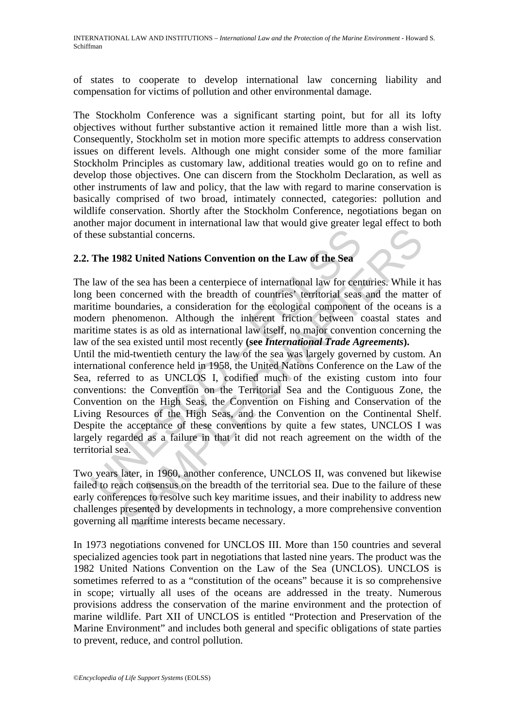of states to cooperate to develop international law concerning liability and compensation for victims of pollution and other environmental damage.

The Stockholm Conference was a significant starting point, but for all its lofty objectives without further substantive action it remained little more than a wish list. Consequently, Stockholm set in motion more specific attempts to address conservation issues on different levels. Although one might consider some of the more familiar Stockholm Principles as customary law, additional treaties would go on to refine and develop those objectives. One can discern from the Stockholm Declaration, as well as other instruments of law and policy, that the law with regard to marine conservation is basically comprised of two broad, intimately connected, categories: pollution and wildlife conservation. Shortly after the Stockholm Conference, negotiations began on another major document in international law that would give greater legal effect to both of these substantial concerns.

## 2.2. The 1982 United Nations Convention on the Law of the Sea

The law of the sea has been a centerpiece of international law for centuries. While it has long been concerned with the breadth of countries' territorial seas and the matter of maritime boundaries, a consideration for the ecological component of the oceans is a modern phenomenon. Although the inherent friction between coastal states and maritime states is as old as international law itself, no major convention concerning the law of the sea existed until most recently **(see *International Trade Agreements*).**

Until the mid-twentieth century the law of the sea was largely governed by custom. An international conference held in 1958, the United Nations Conference on the Law of the Sea, referred to as UNCLOS I, codified much of the existing custom into four conventions: the Convention on the Territorial Sea and the Contiguous Zone, the Convention on the High Seas, the Convention on Fishing and Conservation of the Living Resources of the High Seas, and the Convention on the Continental Shelf. Despite the acceptance of these conventions by quite a few states, UNCLOS I was largely regarded as a failure in that it did not reach agreement on the width of the territorial sea.

Two years later, in 1960, another conference, UNCLOS II, was convened but likewise failed to reach consensus on the breadth of the territorial sea. Due to the failure of these early conferences to resolve such key maritime issues, and their inability to address new challenges presented by developments in technology, a more comprehensive convention governing all maritime interests became necessary.

In 1973 negotiations convened for UNCLOS III. More than 150 countries and several specialized agencies took part in negotiations that lasted nine years. The product was the 1982 United Nations Convention on the Law of the Sea (UNCLOS). UNCLOS is sometimes referred to as a "constitution of the oceans" because it is so comprehensive in scope; virtually all uses of the oceans are addressed in the treaty. Numerous provisions address the conservation of the marine environment and the protection of marine wildlife. Part XII of UNCLOS is entitled "Protection and Preservation of the Marine Environment" and includes both general and specific obligations of state parties to prevent, reduce, and control pollution.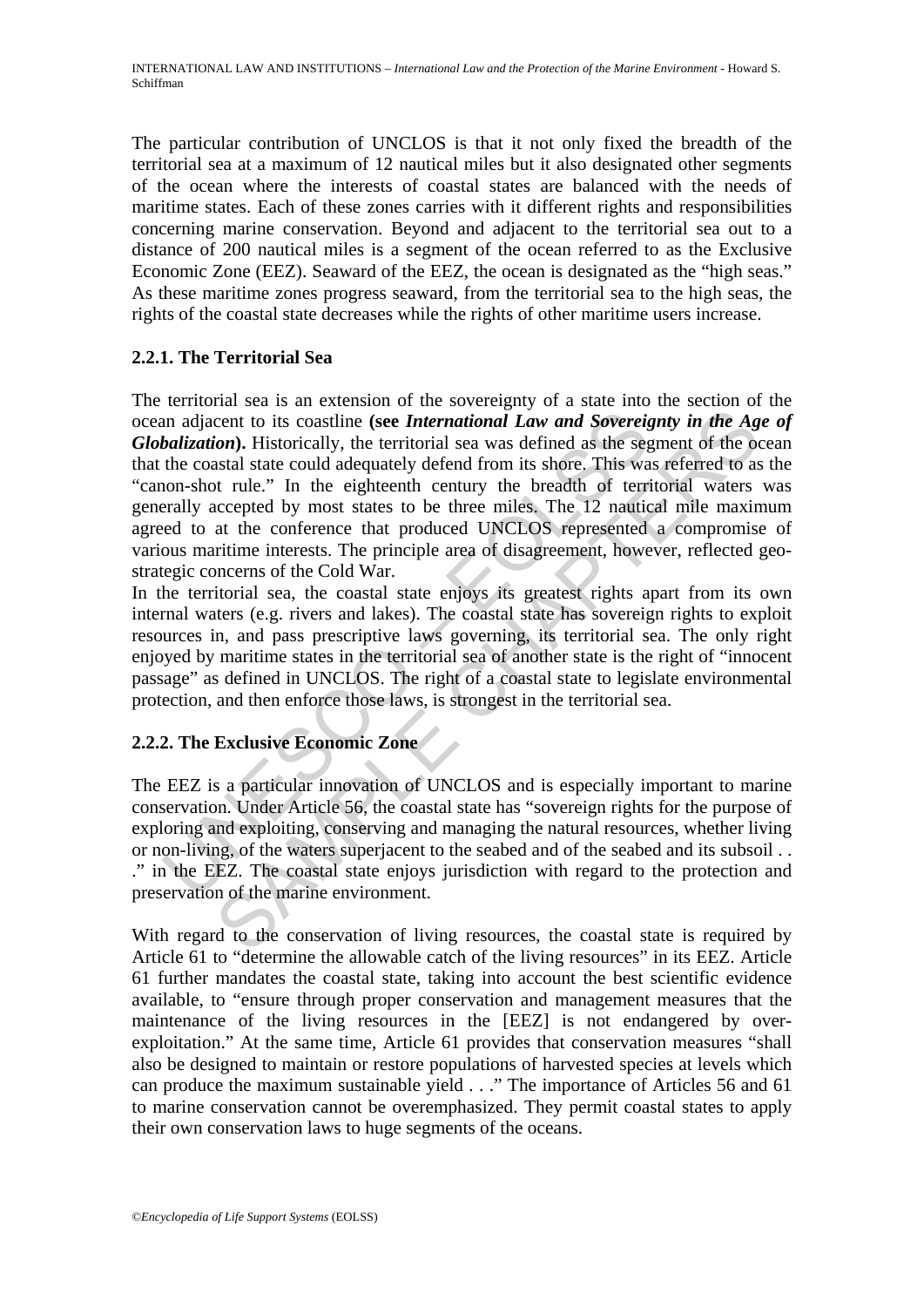The particular contribution of UNCLOS is that it not only fixed the breadth of the territorial sea at a maximum of 12 nautical miles but it also designated other segments of the ocean where the interests of coastal states are balanced with the needs of maritime states. Each of these zones carries with it different rights and responsibilities concerning marine conservation. Beyond and adjacent to the territorial sea out to a distance of 200 nautical miles is a segment of the ocean referred to as the Exclusive Economic Zone (EEZ). Seaward of the EEZ, the ocean is designated as the "high seas." As these maritime zones progress seaward, from the territorial sea to the high seas, the rights of the coastal state decreases while the rights of other maritime users increase.

### 2.2.1. The Territorial Sea

The territorial sea is an extension of the sovereignty of a state into the section of the ocean adjacent to its coastline **(see *International Law and Sovereignty in the Age of Globalization*)**. Historically, the territorial sea was defined as the segment of the ocean that the coastal state could adequately defend from its shore. This was referred to as the "canon-shot rule." In the eighteenth century the breadth of territorial waters was generally accepted by most states to be three miles. The 12 nautical mile maximum agreed to at the conference that produced UNCLOS represented a compromise of various maritime interests. The principle area of disagreement, however, reflected geo-strategic concerns of the Cold War.

In the territorial sea, the coastal state enjoys its greatest rights apart from its own internal waters (e.g. rivers and lakes). The coastal state has sovereign rights to exploit resources in, and pass prescriptive laws governing, its territorial sea. The only right enjoyed by maritime states in the territorial sea of another state is the right of "innocent passage" as defined in UNCLOS. The right of a coastal state to legislate environmental protection, and then enforce those laws, is strongest in the territorial sea.

### 2.2.2. The Exclusive Economic Zone

The EEZ is a particular innovation of UNCLOS and is especially important to marine conservation. Under Article 56, the coastal state has "sovereign rights for the purpose of exploring and exploiting, conserving and managing the natural resources, whether living or non-living, of the waters superjacent to the seabed and of the seabed and its subsoil . . ." in the EEZ. The coastal state enjoys jurisdiction with regard to the protection and preservation of the marine environment.

With regard to the conservation of living resources, the coastal state is required by Article 61 to "determine the allowable catch of the living resources" in its EEZ. Article 61 further mandates the coastal state, taking into account the best scientific evidence available, to "ensure through proper conservation and management measures that the maintenance of the living resources in the [EEZ] is not endangered by over-exploitation." At the same time, Article 61 provides that conservation measures "shall also be designed to maintain or restore populations of harvested species at levels which can produce the maximum sustainable yield . . ." The importance of Articles 56 and 61 to marine conservation cannot be overemphasized. They permit coastal states to apply their own conservation laws to huge segments of the oceans.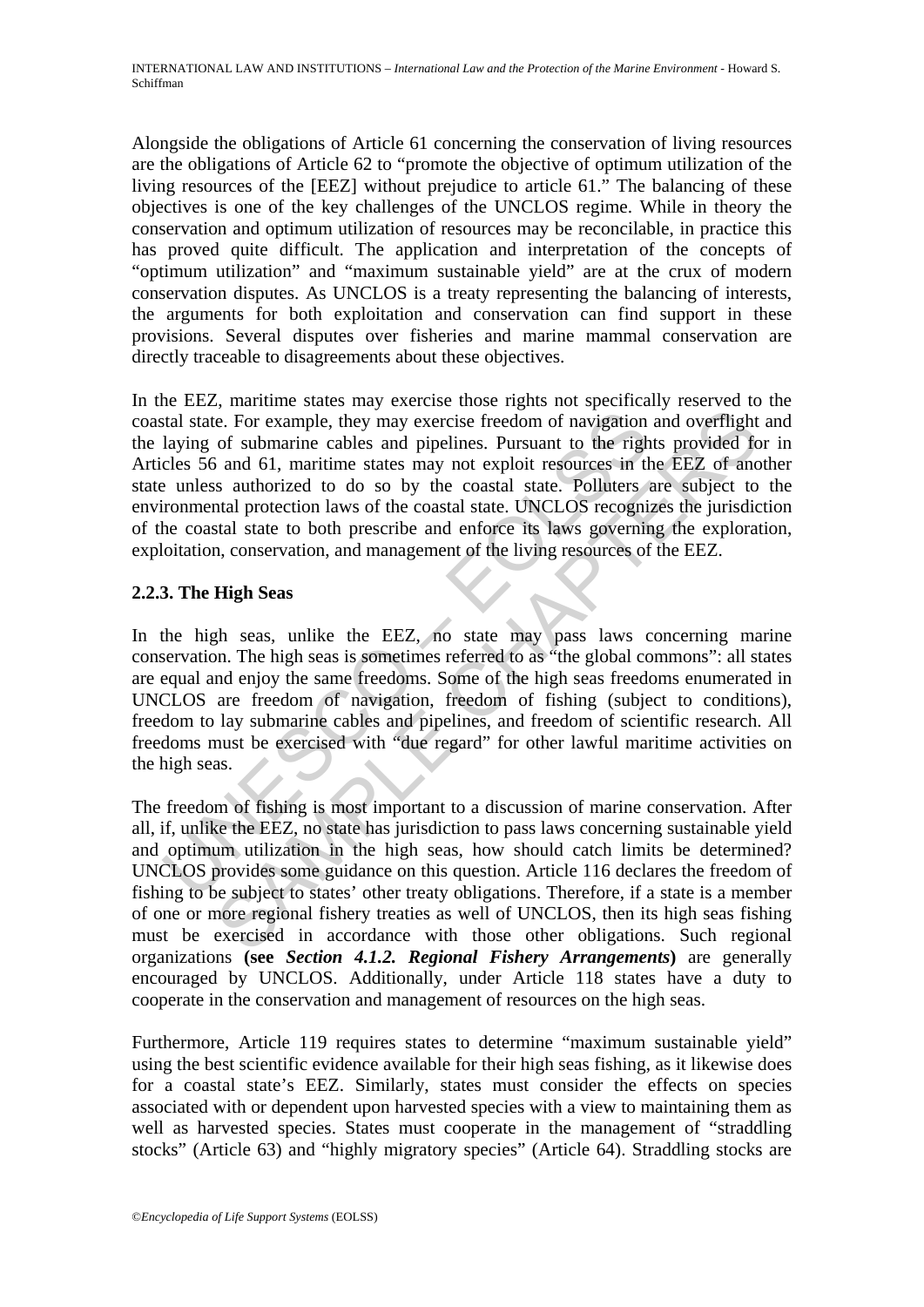Alongside the obligations of Article 61 concerning the conservation of living resources are the obligations of Article 62 to "promote the objective of optimum utilization of the living resources of the [EEZ] without prejudice to article 61." The balancing of these objectives is one of the key challenges of the UNCLOS regime. While in theory the conservation and optimum utilization of resources may be reconcilable, in practice this has proved quite difficult. The application and interpretation of the concepts of "optimum utilization" and "maximum sustainable yield" are at the crux of modern conservation disputes. As UNCLOS is a treaty representing the balancing of interests, the arguments for both exploitation and conservation can find support in these provisions. Several disputes over fisheries and marine mammal conservation are directly traceable to disagreements about these objectives.

In the EEZ, maritime states may exercise those rights not specifically reserved to the coastal state. For example, they may exercise freedom of navigation and overflight and the laying of submarine cables and pipelines. Pursuant to the rights provided for in Articles 56 and 61, maritime states may not exploit resources in the EEZ of another state unless authorized to do so by the coastal state. Polluters are subject to the environmental protection laws of the coastal state. UNCLOS recognizes the jurisdiction of the coastal state to both prescribe and enforce its laws governing the exploration, exploitation, conservation, and management of the living resources of the EEZ.

### 2.2.3. The High Seas

In the high seas, unlike the EEZ, no state may pass laws concerning marine conservation. The high seas is sometimes referred to as "the global commons": all states are equal and enjoy the same freedoms. Some of the high seas freedoms enumerated in UNCLOS are freedom of navigation, freedom of fishing (subject to conditions), freedom to lay submarine cables and pipelines, and freedom of scientific research. All freedoms must be exercised with "due regard" for other lawful maritime activities on the high seas.

The freedom of fishing is most important to a discussion of marine conservation. After all, if, unlike the EEZ, no state has jurisdiction to pass laws concerning sustainable yield and optimum utilization in the high seas, how should catch limits be determined? UNCLOS provides some guidance on this question. Article 116 declares the freedom of fishing to be subject to states' other treaty obligations. Therefore, if a state is a member of one or more regional fishery treaties as well of UNCLOS, then its high seas fishing must be exercised in accordance with those other obligations. Such regional organizations **(see *Section 4.1.2. Regional Fishery Arrangements*)** are generally encouraged by UNCLOS. Additionally, under Article 118 states have a duty to cooperate in the conservation and management of resources on the high seas.

Furthermore, Article 119 requires states to determine "maximum sustainable yield" using the best scientific evidence available for their high seas fishing, as it likewise does for a coastal state's EEZ. Similarly, states must consider the effects on species associated with or dependent upon harvested species with a view to maintaining them as well as harvested species. States must cooperate in the management of "straddling stocks" (Article 63) and "highly migratory species" (Article 64). Straddling stocks are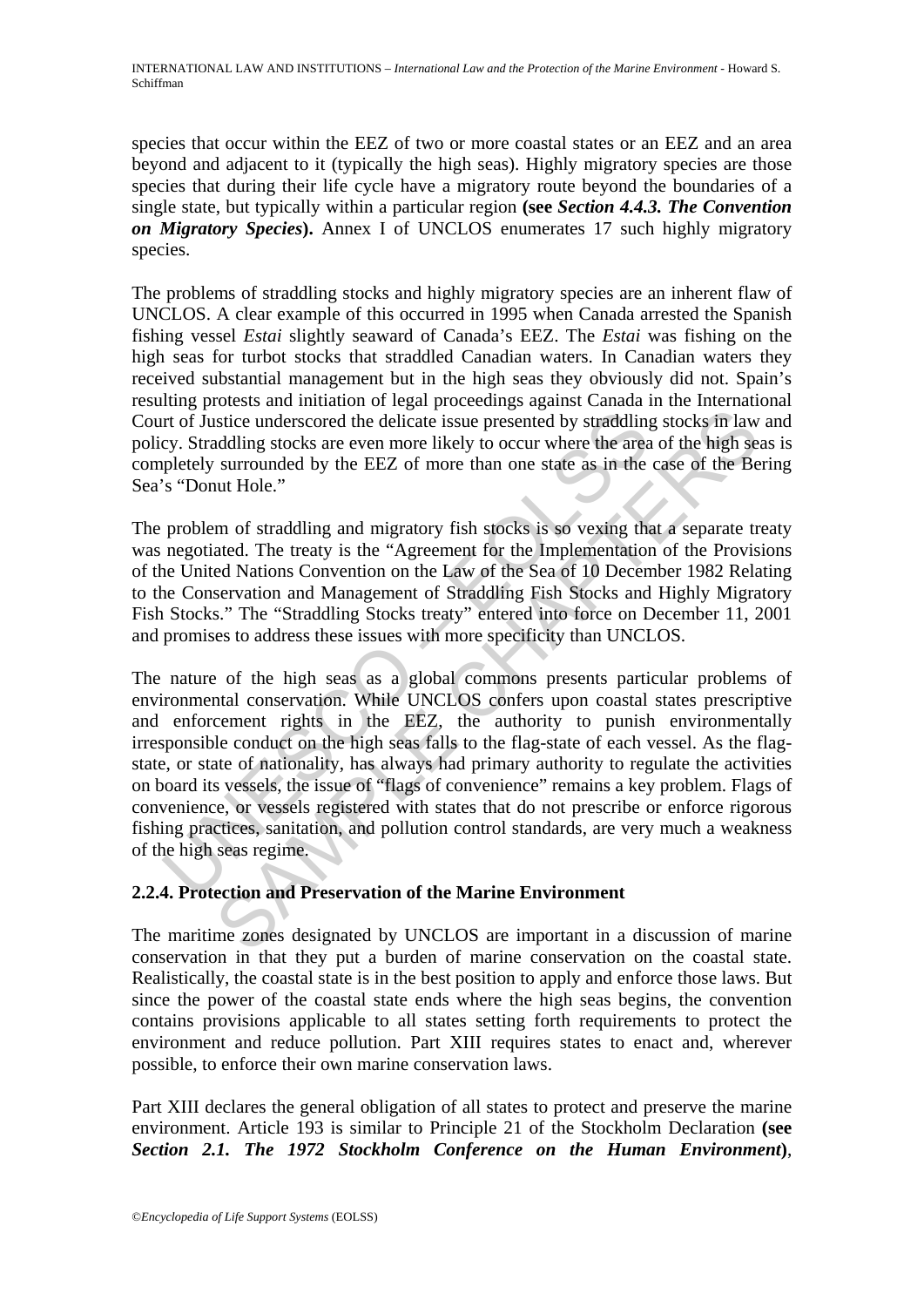species that occur within the EEZ of two or more coastal states or an EEZ and an area beyond and adjacent to it (typically the high seas). Highly migratory species are those species that during their life cycle have a migratory route beyond the boundaries of a single state, but typically within a particular region **(see *Section 4.4.3. The Convention on Migratory Species*)**. Annex I of UNCLOS enumerates 17 such highly migratory species.

The problems of straddling stocks and highly migratory species are an inherent flaw of UNCLOS. A clear example of this occurred in 1995 when Canada arrested the Spanish fishing vessel *Estai* slightly seaward of Canada's EEZ. The *Estai* was fishing on the high seas for turbot stocks that straddled Canadian waters. In Canadian waters they received substantial management but in the high seas they obviously did not. Spain's resulting protests and initiation of legal proceedings against Canada in the International Court of Justice underscored the delicate issue presented by straddling stocks in law and policy. Straddling stocks are even more likely to occur where the area of the high seas is completely surrounded by the EEZ of more than one state as in the case of the Bering Sea's "Donut Hole."

The problem of straddling and migratory fish stocks is so vexing that a separate treaty was negotiated. The treaty is the "Agreement for the Implementation of the Provisions of the United Nations Convention on the Law of the Sea of 10 December 1982 Relating to the Conservation and Management of Straddling Fish Stocks and Highly Migratory Fish Stocks." The "Straddling Stocks treaty" entered into force on December 11, 2001 and promises to address these issues with more specificity than UNCLOS.

The nature of the high seas as a global commons presents particular problems of environmental conservation. While UNCLOS confers upon coastal states prescriptive and enforcement rights in the EEZ, the authority to punish environmentally irresponsible conduct on the high seas falls to the flag-state of each vessel. As the flag-state, or state of nationality, has always had primary authority to regulate the activities on board its vessels, the issue of "flags of convenience" remains a key problem. Flags of convenience, or vessels registered with states that do not prescribe or enforce rigorous fishing practices, sanitation, and pollution control standards, are very much a weakness of the high seas regime.

### 2.2.4. Protection and Preservation of the Marine Environment

The maritime zones designated by UNCLOS are important in a discussion of marine conservation in that they put a burden of marine conservation on the coastal state. Realistically, the coastal state is in the best position to apply and enforce those laws. But since the power of the coastal state ends where the high seas begins, the convention contains provisions applicable to all states setting forth requirements to protect the environment and reduce pollution. Part XIII requires states to enact and, wherever possible, to enforce their own marine conservation laws.

Part XIII declares the general obligation of all states to protect and preserve the marine environment. Article 193 is similar to Principle 21 of the Stockholm Declaration **(see *Section 2.1. The 1972 Stockholm Conference on the Human Environment*)**,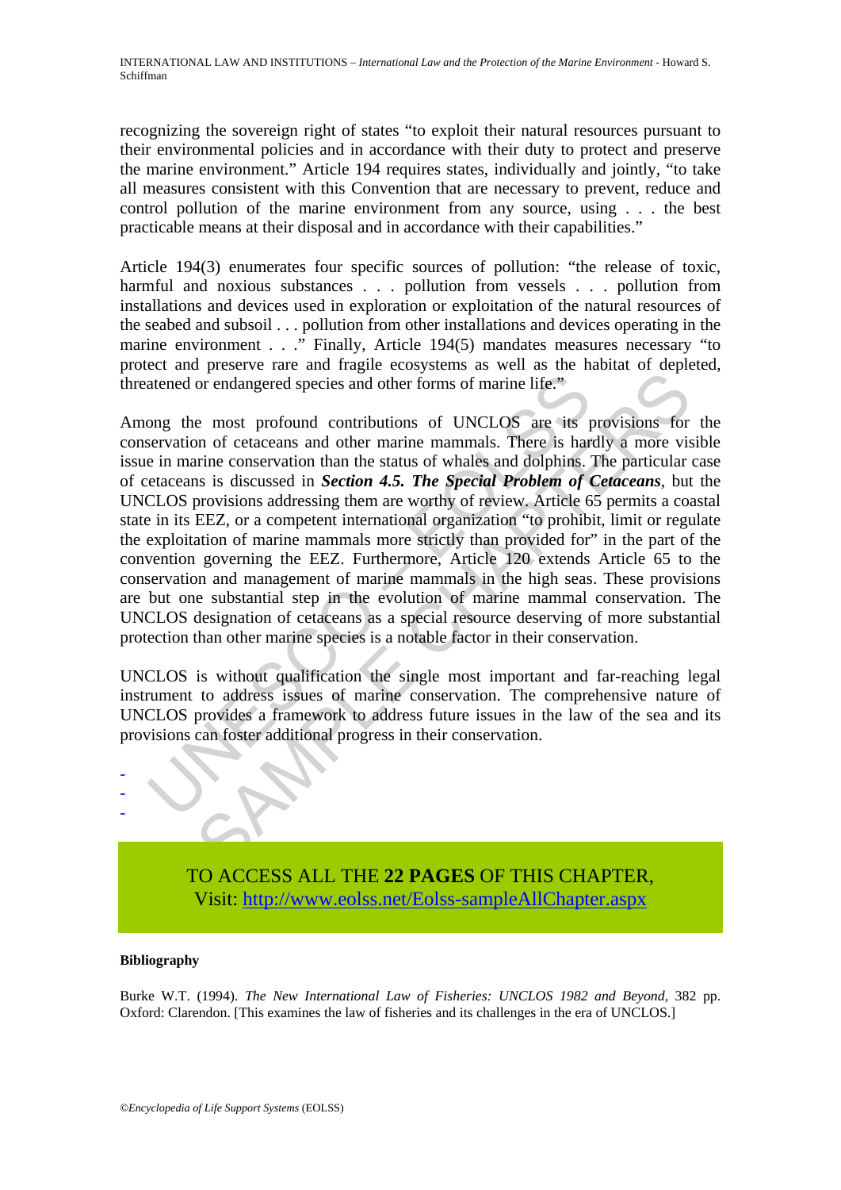recognizing the sovereign right of states "to exploit their natural resources pursuant to their environmental policies and in accordance with their duty to protect and preserve the marine environment." Article 194 requires states, individually and jointly, "to take all measures consistent with this Convention that are necessary to prevent, reduce and control pollution of the marine environment from any source, using . . . the best practicable means at their disposal and in accordance with their capabilities."

Article 194(3) enumerates four specific sources of pollution: "the release of toxic, harmful and noxious substances . . . pollution from vessels . . . pollution from installations and devices used in exploration or exploitation of the natural resources of the seabed and subsoil . . . pollution from other installations and devices operating in the marine environment . . ." Finally, Article 194(5) mandates measures necessary "to protect and preserve rare and fragile ecosystems as well as the habitat of depleted, threatened or endangered species and other forms of marine life."

Among the most profound contributions of UNCLOS are its provisions for the conservation of cetaceans and other marine mammals. There is hardly a more visible issue in marine conservation than the status of whales and dolphins. The particular case of cetaceans is discussed in ***Section 4.5. The Special Problem of Cetaceans***, but the UNCLOS provisions addressing them are worthy of review. Article 65 permits a coastal state in its EEZ, or a competent international organization "to prohibit, limit or regulate the exploitation of marine mammals more strictly than provided for" in the part of the convention governing the EEZ. Furthermore, Article 120 extends Article 65 to the conservation and management of marine mammals in the high seas. These provisions are but one substantial step in the evolution of marine mammal conservation. The UNCLOS designation of cetaceans as a special resource deserving of more substantial protection than other marine species is a notable factor in their conservation.

UNCLOS is without qualification the single most important and far-reaching legal instrument to address issues of marine conservation. The comprehensive nature of UNCLOS provides a framework to address future issues in the law of the sea and its provisions can foster additional progress in their conservation.

-
-
-

TO ACCESS ALL THE **22 PAGES** OF THIS CHAPTER,
Visit: http://www.eolss.net/Eolss-sampleAllChapter.aspx

**Bibliography**

Burke W.T. (1994). *The New International Law of Fisheries: UNCLOS 1982 and Beyond*, 382 pp. Oxford: Clarendon. [This examines the law of fisheries and its challenges in the era of UNCLOS.]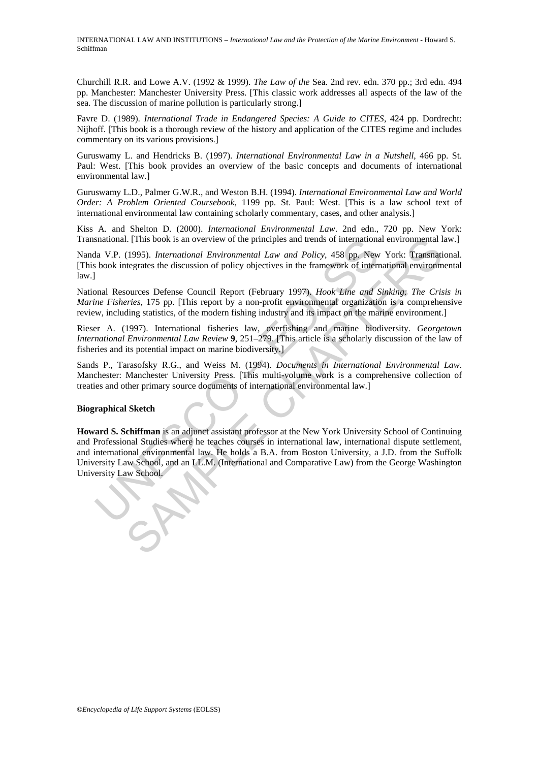Churchill R.R. and Lowe A.V. (1992 & 1999). *The Law of the* Sea. 2nd rev. edn. 370 pp.; 3rd edn. 494 pp. Manchester: Manchester University Press. [This classic work addresses all aspects of the law of the sea. The discussion of marine pollution is particularly strong.]

Favre D. (1989). *International Trade in Endangered Species: A Guide to CITES*, 424 pp. Dordrecht: Nijhoff. [This book is a thorough review of the history and application of the CITES regime and includes commentary on its various provisions.]

Guruswamy L. and Hendricks B. (1997). *International Environmental Law in a Nutshell*, 466 pp. St. Paul: West. [This book provides an overview of the basic concepts and documents of international environmental law.]

Guruswamy L.D., Palmer G.W.R., and Weston B.H. (1994). *International Environmental Law and World Order: A Problem Oriented Coursebook*, 1199 pp. St. Paul: West. [This is a law school text of international environmental law containing scholarly commentary, cases, and other analysis.]

Kiss A. and Shelton D. (2000). *International Environmental Law*. 2nd edn., 720 pp. New York: Transnational. [This book is an overview of the principles and trends of international environmental law.]

Nanda V.P. (1995). *International Environmental Law and Policy*, 458 pp. New York: Transnational. [This book integrates the discussion of policy objectives in the framework of international environmental law.]

National Resources Defense Council Report (February 1997). *Hook Line and Sinking: The Crisis in Marine Fisheries*, 175 pp. [This report by a non-profit environmental organization is a comprehensive review, including statistics, of the modern fishing industry and its impact on the marine environment.]

Rieser A. (1997). International fisheries law, overfishing and marine biodiversity. *Georgetown International Environmental Law Review* **9**, 251–279. [This article is a scholarly discussion of the law of fisheries and its potential impact on marine biodiversity.]

Sands P., Tarasofsky R.G., and Weiss M. (1994). *Documents in International Environmental Law*. Manchester: Manchester University Press. [This multi-volume work is a comprehensive collection of treaties and other primary source documents of international environmental law.]

**Biographical Sketch**

**Howard S. Schiffman** is an adjunct assistant professor at the New York University School of Continuing and Professional Studies where he teaches courses in international law, international dispute settlement, and international environmental law. He holds a B.A. from Boston University, a J.D. from the Suffolk University Law School, and an LL.M. (International and Comparative Law) from the George Washington University Law School.